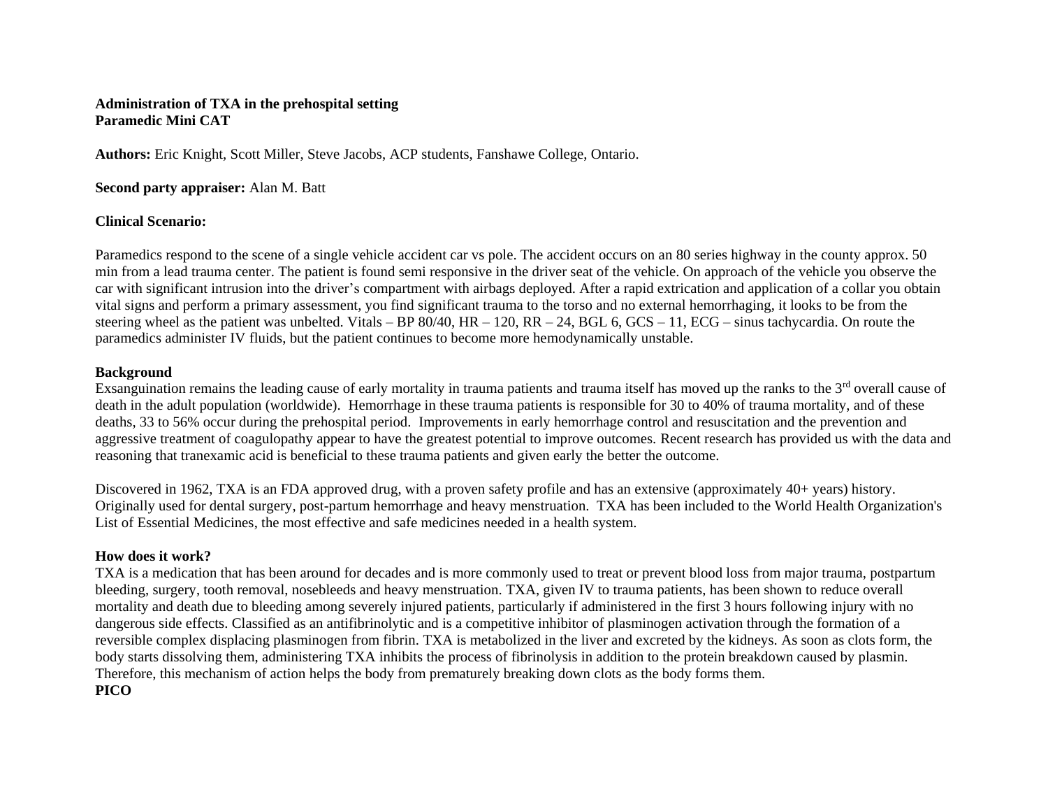**Administration of TXA in the prehospital setting**
**Paramedic Mini CAT**

**Authors:** Eric Knight, Scott Miller, Steve Jacobs, ACP students, Fanshawe College, Ontario.

**Second party appraiser:** Alan M. Batt

**Clinical Scenario:**

Paramedics respond to the scene of a single vehicle accident car vs pole. The accident occurs on an 80 series highway in the county approx. 50 min from a lead trauma center. The patient is found semi responsive in the driver seat of the vehicle. On approach of the vehicle you observe the car with significant intrusion into the driver's compartment with airbags deployed. After a rapid extrication and application of a collar you obtain vital signs and perform a primary assessment, you find significant trauma to the torso and no external hemorrhaging, it looks to be from the steering wheel as the patient was unbelted. Vitals – BP 80/40, HR – 120, RR – 24, BGL 6, GCS – 11, ECG – sinus tachycardia. On route the paramedics administer IV fluids, but the patient continues to become more hemodynamically unstable.

**Background**

Exsanguination remains the leading cause of early mortality in trauma patients and trauma itself has moved up the ranks to the 3rd overall cause of death in the adult population (worldwide). Hemorrhage in these trauma patients is responsible for 30 to 40% of trauma mortality, and of these deaths, 33 to 56% occur during the prehospital period. Improvements in early hemorrhage control and resuscitation and the prevention and aggressive treatment of coagulopathy appear to have the greatest potential to improve outcomes. Recent research has provided us with the data and reasoning that tranexamic acid is beneficial to these trauma patients and given early the better the outcome.

Discovered in 1962, TXA is an FDA approved drug, with a proven safety profile and has an extensive (approximately 40+ years) history. Originally used for dental surgery, post-partum hemorrhage and heavy menstruation. TXA has been included to the World Health Organization's List of Essential Medicines, the most effective and safe medicines needed in a health system.

**How does it work?**

TXA is a medication that has been around for decades and is more commonly used to treat or prevent blood loss from major trauma, postpartum bleeding, surgery, tooth removal, nosebleeds and heavy menstruation. TXA, given IV to trauma patients, has been shown to reduce overall mortality and death due to bleeding among severely injured patients, particularly if administered in the first 3 hours following injury with no dangerous side effects. Classified as an antifibrinolytic and is a competitive inhibitor of plasminogen activation through the formation of a reversible complex displacing plasminogen from fibrin. TXA is metabolized in the liver and excreted by the kidneys. As soon as clots form, the body starts dissolving them, administering TXA inhibits the process of fibrinolysis in addition to the protein breakdown caused by plasmin. Therefore, this mechanism of action helps the body from prematurely breaking down clots as the body forms them.

**PICO**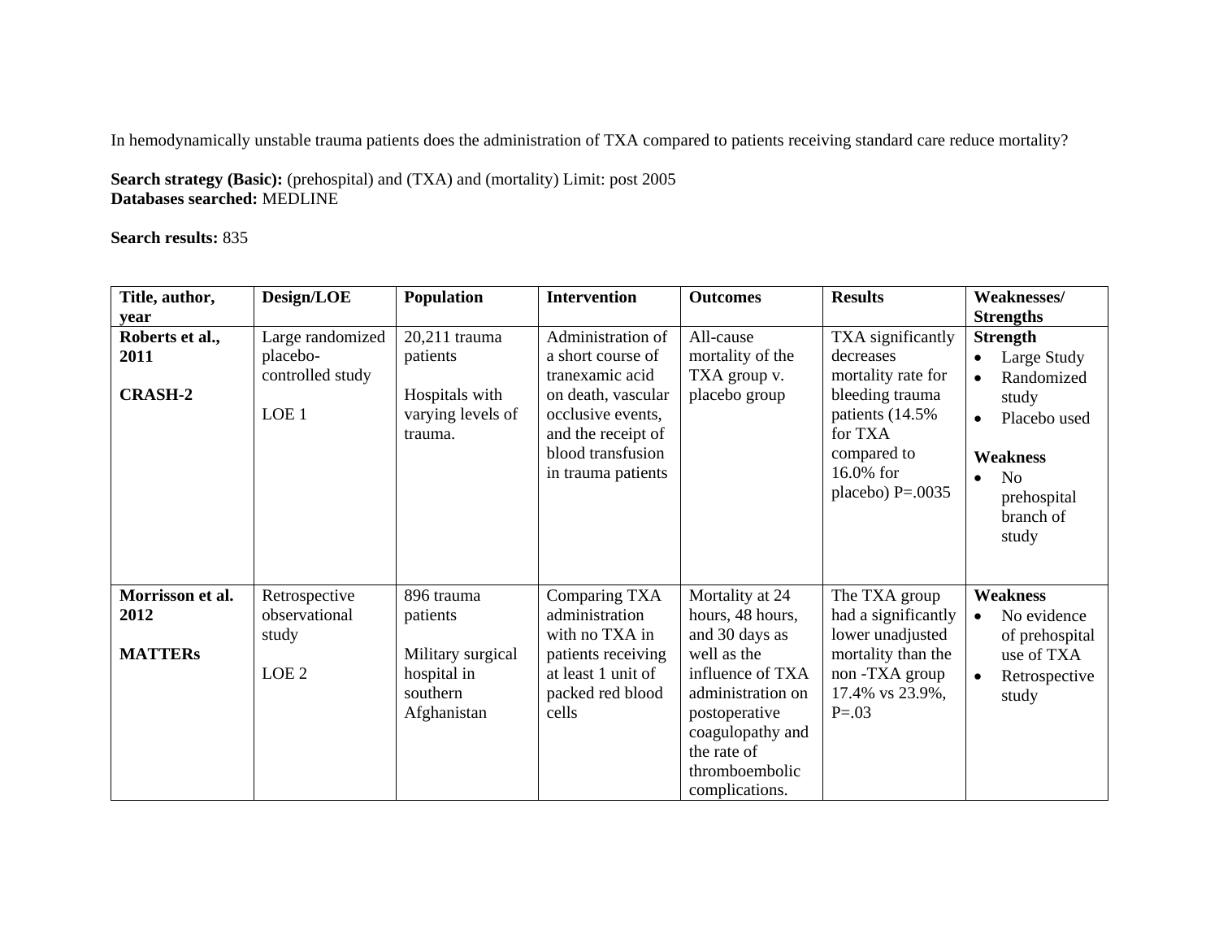In hemodynamically unstable trauma patients does the administration of TXA compared to patients receiving standard care reduce mortality?

**Search strategy (Basic):** (prehospital) and (TXA) and (mortality) Limit: post 2005
**Databases searched:** MEDLINE

**Search results:** 835

| Title, author, year | Design/LOE | Population | Intervention | Outcomes | Results | Weaknesses/ Strengths |
|---|---|---|---|---|---|---|
| **Roberts et al., 2011**<br><br>**CRASH-2** | Large randomized placebo-controlled study<br><br>LOE 1 | 20,211 trauma patients<br><br>Hospitals with varying levels of trauma. | Administration of a short course of tranexamic acid on death, vascular occlusive events, and the receipt of blood transfusion in trauma patients | All-cause mortality of the TXA group v. placebo group | TXA significantly decreases mortality rate for bleeding trauma patients (14.5% for TXA compared to 16.0% for placebo) P=.0035 | **Strength**<br>• Large Study<br>• Randomized study<br>• Placebo used<br><br>**Weakness**<br>• No prehospital branch of study |
| **Morrisson et al. 2012**<br><br>**MATTERs** | Retrospective observational study<br><br>LOE 2 | 896 trauma patients<br><br>Military surgical hospital in southern Afghanistan | Comparing TXA administration with no TXA in patients receiving at least 1 unit of packed red blood cells | Mortality at 24 hours, 48 hours, and 30 days as well as the influence of TXA administration on postoperative coagulopathy and the rate of thromboembolic complications. | The TXA group had a significantly lower unadjusted mortality than the non -TXA group 17.4% vs 23.9%, P=.03 | **Weakness**<br>• No evidence of prehospital use of TXA<br>• Retrospective study |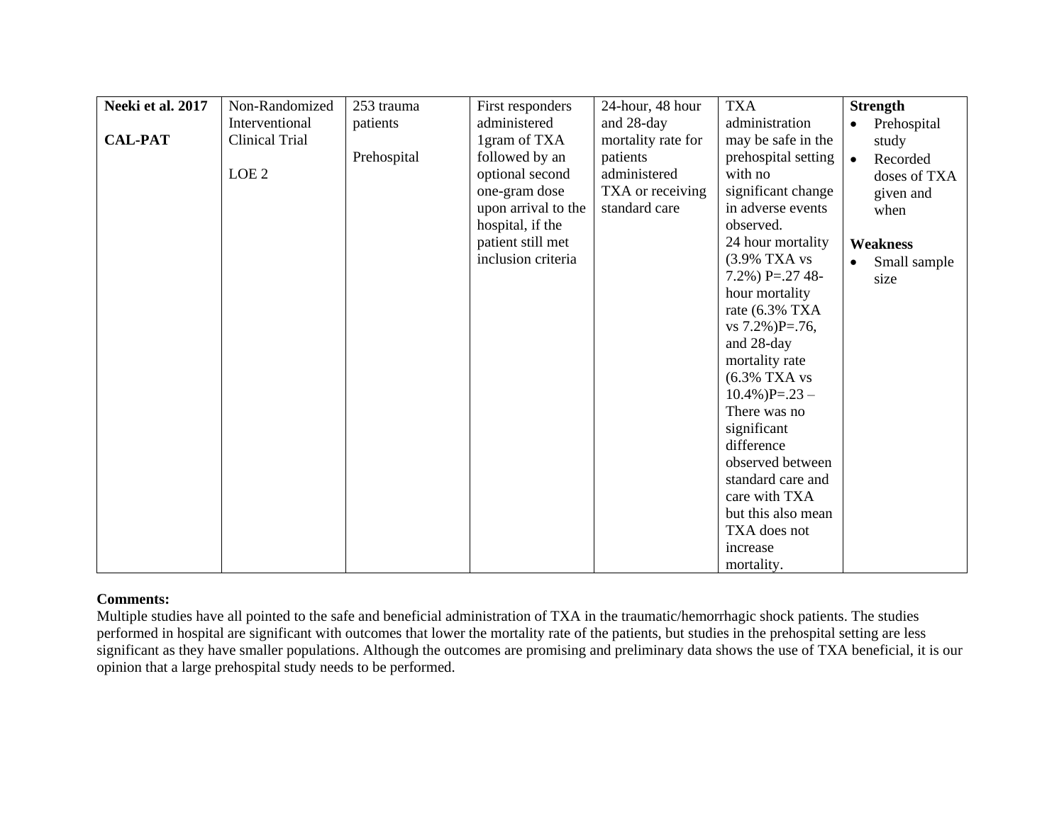| | | | | | | |
|---|---|---|---|---|---|---|
| **Neeki et al. 2017**<br><br>**CAL-PAT** | Non-Randomized Interventional Clinical Trial<br><br>LOE 2 | 253 trauma patients<br><br>Prehospital | First responders administered 1gram of TXA followed by an optional second one-gram dose upon arrival to the hospital, if the patient still met inclusion criteria | 24-hour, 48 hour and 28-day mortality rate for patients administered TXA or receiving standard care | TXA administration may be safe in the prehospital setting with no significant change in adverse events observed.<br>24 hour mortality (3.9% TXA vs 7.2%) P=.27 48-hour mortality rate (6.3% TXA vs 7.2%)P=.76, and 28-day mortality rate (6.3% TXA vs 10.4%)P=.23 – There was no significant difference observed between standard care and care with TXA but this also mean TXA does not increase mortality. | **Strength**<br>• Prehospital study<br>• Recorded doses of TXA given and when<br><br>**Weakness**<br>• Small sample size |

**Comments:**
Multiple studies have all pointed to the safe and beneficial administration of TXA in the traumatic/hemorrhagic shock patients. The studies performed in hospital are significant with outcomes that lower the mortality rate of the patients, but studies in the prehospital setting are less significant as they have smaller populations. Although the outcomes are promising and preliminary data shows the use of TXA beneficial, it is our opinion that a large prehospital study needs to be performed.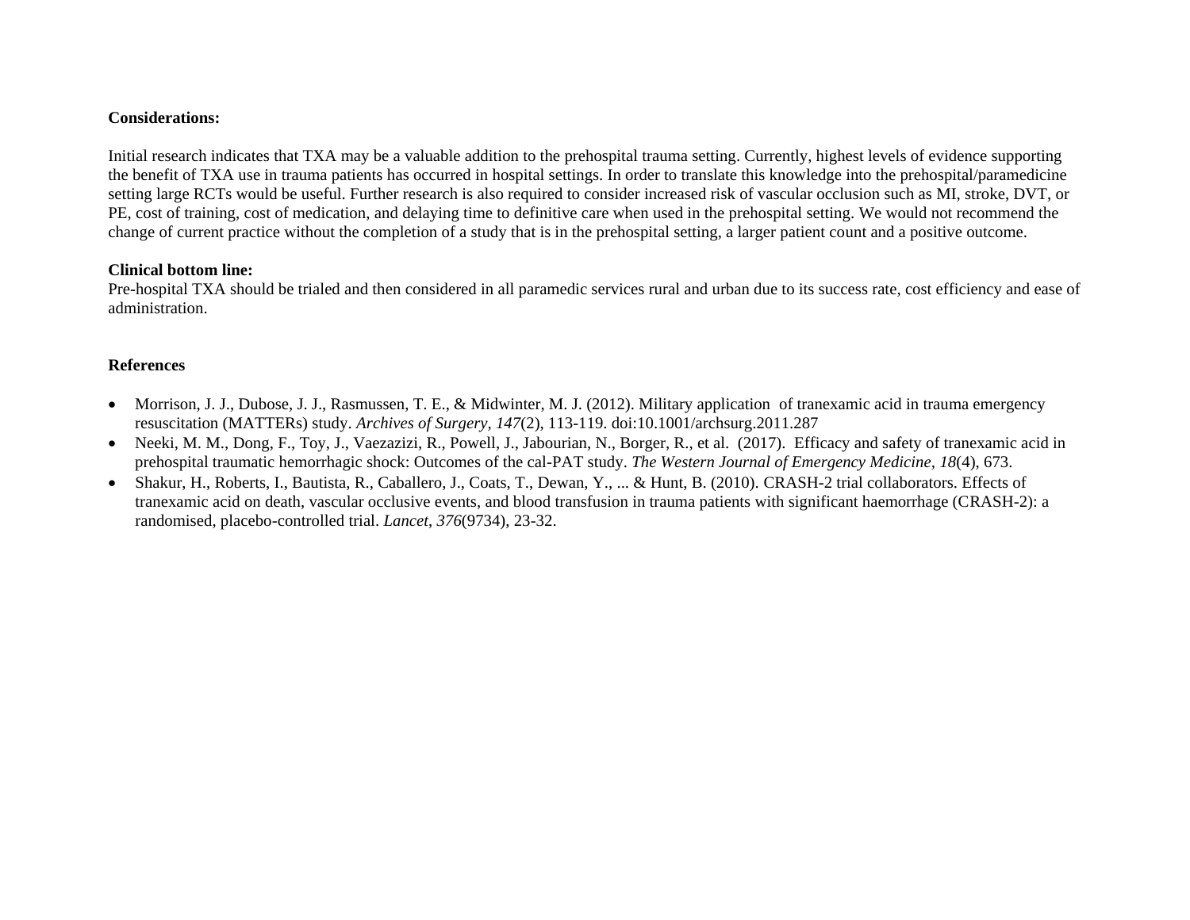**Considerations:**

Initial research indicates that TXA may be a valuable addition to the prehospital trauma setting. Currently, highest levels of evidence supporting the benefit of TXA use in trauma patients has occurred in hospital settings. In order to translate this knowledge into the prehospital/paramedicine setting large RCTs would be useful. Further research is also required to consider increased risk of vascular occlusion such as MI, stroke, DVT, or PE, cost of training, cost of medication, and delaying time to definitive care when used in the prehospital setting. We would not recommend the change of current practice without the completion of a study that is in the prehospital setting, a larger patient count and a positive outcome.

**Clinical bottom line:**

Pre-hospital TXA should be trialed and then considered in all paramedic services rural and urban due to its success rate, cost efficiency and ease of administration.

**References**

- Morrison, J. J., Dubose, J. J., Rasmussen, T. E., & Midwinter, M. J. (2012). Military application of tranexamic acid in trauma emergency resuscitation (MATTERs) study. *Archives of Surgery, 147*(2), 113-119. doi:10.1001/archsurg.2011.287
- Neeki, M. M., Dong, F., Toy, J., Vaezazizi, R., Powell, J., Jabourian, N., Borger, R., et al. (2017). Efficacy and safety of tranexamic acid in prehospital traumatic hemorrhagic shock: Outcomes of the cal-PAT study. *The Western Journal of Emergency Medicine, 18*(4), 673.
- Shakur, H., Roberts, I., Bautista, R., Caballero, J., Coats, T., Dewan, Y., ... & Hunt, B. (2010). CRASH-2 trial collaborators. Effects of tranexamic acid on death, vascular occlusive events, and blood transfusion in trauma patients with significant haemorrhage (CRASH-2): a randomised, placebo-controlled trial. *Lancet, 376*(9734), 23-32.